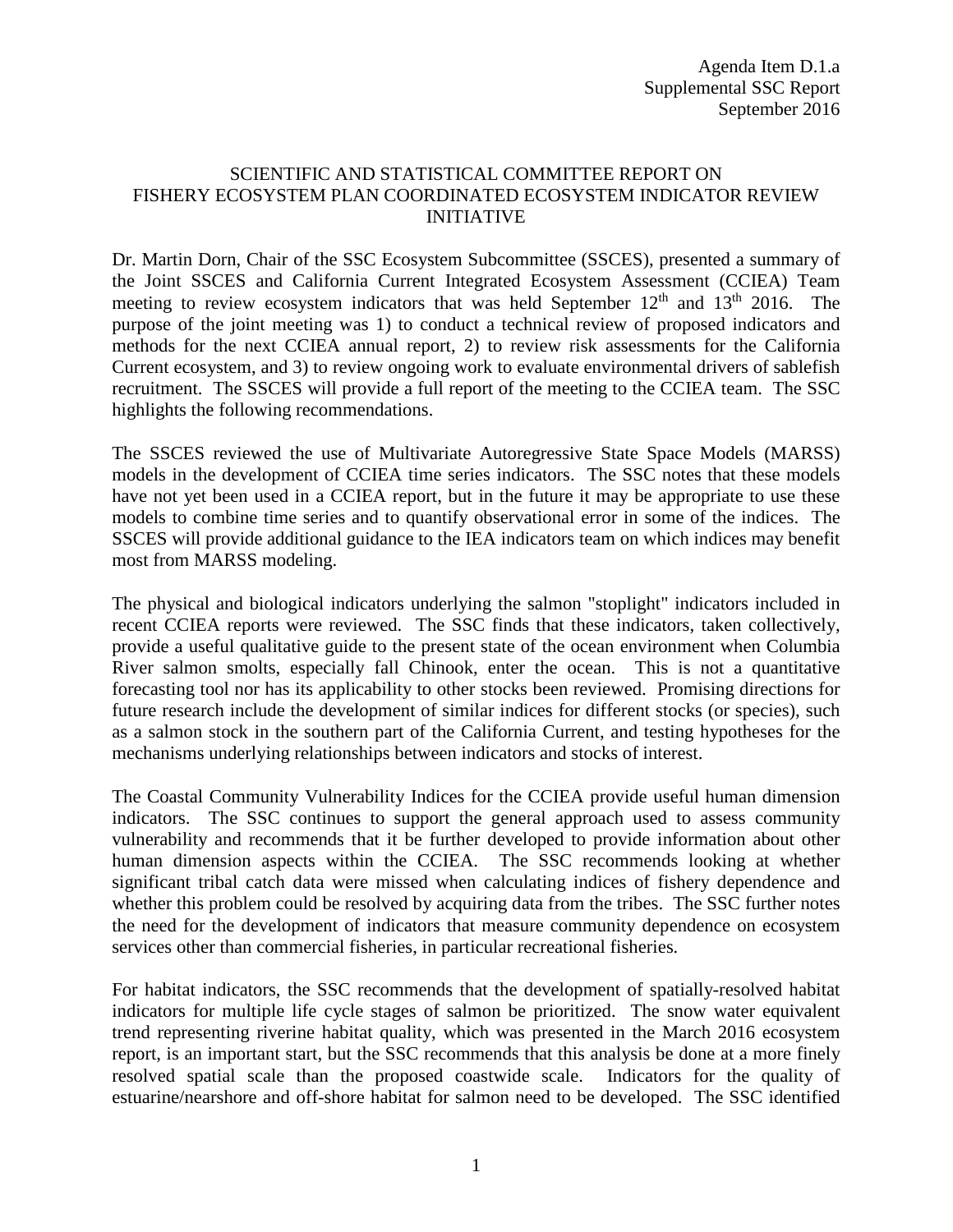Agenda Item D.1.a
Supplemental SSC Report
September 2016

# SCIENTIFIC AND STATISTICAL COMMITTEE REPORT ON FISHERY ECOSYSTEM PLAN COORDINATED ECOSYSTEM INDICATOR REVIEW INITIATIVE

Dr. Martin Dorn, Chair of the SSC Ecosystem Subcommittee (SSCES), presented a summary of the Joint SSCES and California Current Integrated Ecosystem Assessment (CCIEA) Team meeting to review ecosystem indicators that was held September 12th and 13th 2016. The purpose of the joint meeting was 1) to conduct a technical review of proposed indicators and methods for the next CCIEA annual report, 2) to review risk assessments for the California Current ecosystem, and 3) to review ongoing work to evaluate environmental drivers of sablefish recruitment. The SSCES will provide a full report of the meeting to the CCIEA team. The SSC highlights the following recommendations.

The SSCES reviewed the use of Multivariate Autoregressive State Space Models (MARSS) models in the development of CCIEA time series indicators. The SSC notes that these models have not yet been used in a CCIEA report, but in the future it may be appropriate to use these models to combine time series and to quantify observational error in some of the indices. The SSCES will provide additional guidance to the IEA indicators team on which indices may benefit most from MARSS modeling.

The physical and biological indicators underlying the salmon "stoplight" indicators included in recent CCIEA reports were reviewed. The SSC finds that these indicators, taken collectively, provide a useful qualitative guide to the present state of the ocean environment when Columbia River salmon smolts, especially fall Chinook, enter the ocean. This is not a quantitative forecasting tool nor has its applicability to other stocks been reviewed. Promising directions for future research include the development of similar indices for different stocks (or species), such as a salmon stock in the southern part of the California Current, and testing hypotheses for the mechanisms underlying relationships between indicators and stocks of interest.

The Coastal Community Vulnerability Indices for the CCIEA provide useful human dimension indicators. The SSC continues to support the general approach used to assess community vulnerability and recommends that it be further developed to provide information about other human dimension aspects within the CCIEA. The SSC recommends looking at whether significant tribal catch data were missed when calculating indices of fishery dependence and whether this problem could be resolved by acquiring data from the tribes. The SSC further notes the need for the development of indicators that measure community dependence on ecosystem services other than commercial fisheries, in particular recreational fisheries.

For habitat indicators, the SSC recommends that the development of spatially-resolved habitat indicators for multiple life cycle stages of salmon be prioritized. The snow water equivalent trend representing riverine habitat quality, which was presented in the March 2016 ecosystem report, is an important start, but the SSC recommends that this analysis be done at a more finely resolved spatial scale than the proposed coastwide scale. Indicators for the quality of estuarine/nearshore and off-shore habitat for salmon need to be developed. The SSC identified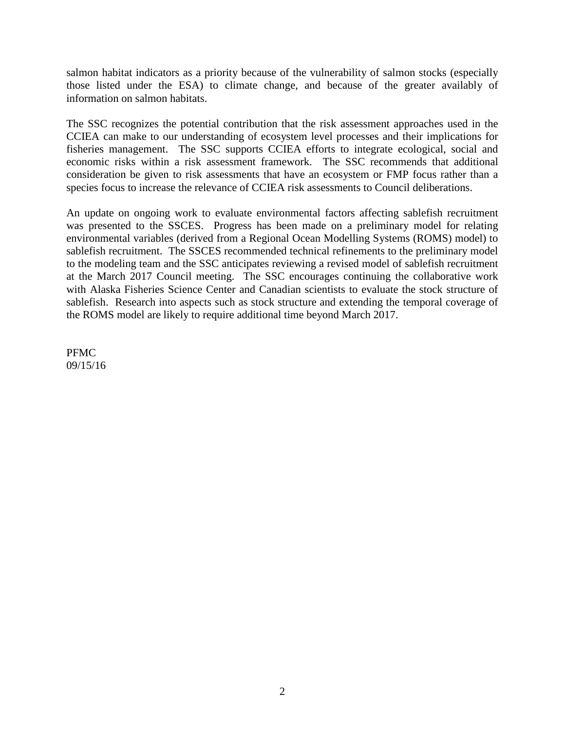salmon habitat indicators as a priority because of the vulnerability of salmon stocks (especially those listed under the ESA) to climate change, and because of the greater availably of information on salmon habitats.

The SSC recognizes the potential contribution that the risk assessment approaches used in the CCIEA can make to our understanding of ecosystem level processes and their implications for fisheries management. The SSC supports CCIEA efforts to integrate ecological, social and economic risks within a risk assessment framework. The SSC recommends that additional consideration be given to risk assessments that have an ecosystem or FMP focus rather than a species focus to increase the relevance of CCIEA risk assessments to Council deliberations.

An update on ongoing work to evaluate environmental factors affecting sablefish recruitment was presented to the SSCES. Progress has been made on a preliminary model for relating environmental variables (derived from a Regional Ocean Modelling Systems (ROMS) model) to sablefish recruitment. The SSCES recommended technical refinements to the preliminary model to the modeling team and the SSC anticipates reviewing a revised model of sablefish recruitment at the March 2017 Council meeting. The SSC encourages continuing the collaborative work with Alaska Fisheries Science Center and Canadian scientists to evaluate the stock structure of sablefish. Research into aspects such as stock structure and extending the temporal coverage of the ROMS model are likely to require additional time beyond March 2017.

PFMC
09/15/16